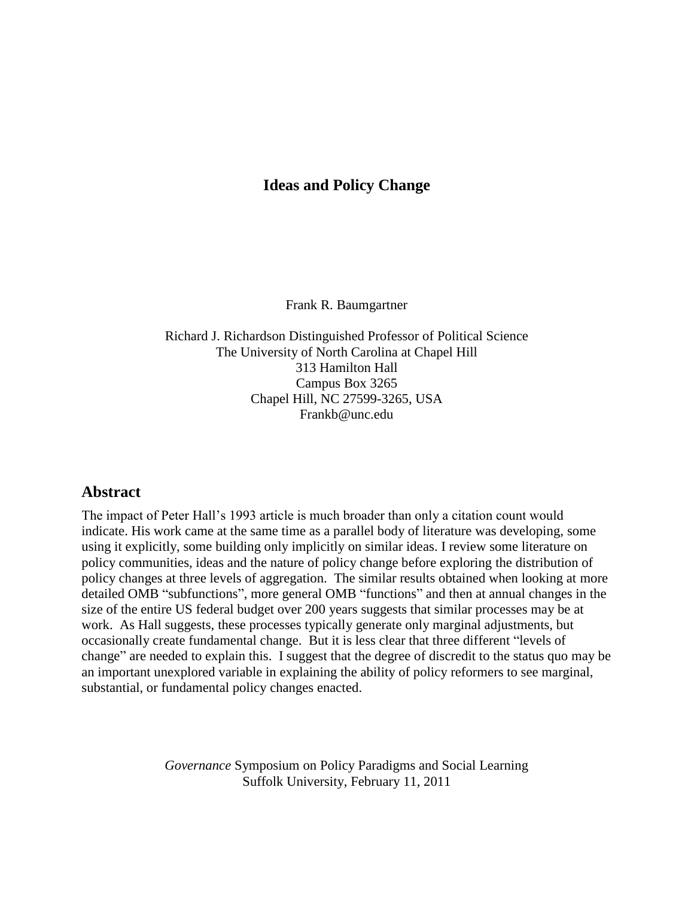# Ideas and Policy Change

Frank R. Baumgartner

Richard J. Richardson Distinguished Professor of Political Science
The University of North Carolina at Chapel Hill
313 Hamilton Hall
Campus Box 3265
Chapel Hill, NC 27599-3265, USA
Frankb@unc.edu

## Abstract

The impact of Peter Hall's 1993 article is much broader than only a citation count would indicate. His work came at the same time as a parallel body of literature was developing, some using it explicitly, some building only implicitly on similar ideas. I review some literature on policy communities, ideas and the nature of policy change before exploring the distribution of policy changes at three levels of aggregation. The similar results obtained when looking at more detailed OMB "subfunctions", more general OMB "functions" and then at annual changes in the size of the entire US federal budget over 200 years suggests that similar processes may be at work. As Hall suggests, these processes typically generate only marginal adjustments, but occasionally create fundamental change. But it is less clear that three different "levels of change" are needed to explain this. I suggest that the degree of discredit to the status quo may be an important unexplored variable in explaining the ability of policy reformers to see marginal, substantial, or fundamental policy changes enacted.

*Governance* Symposium on Policy Paradigms and Social Learning
Suffolk University, February 11, 2011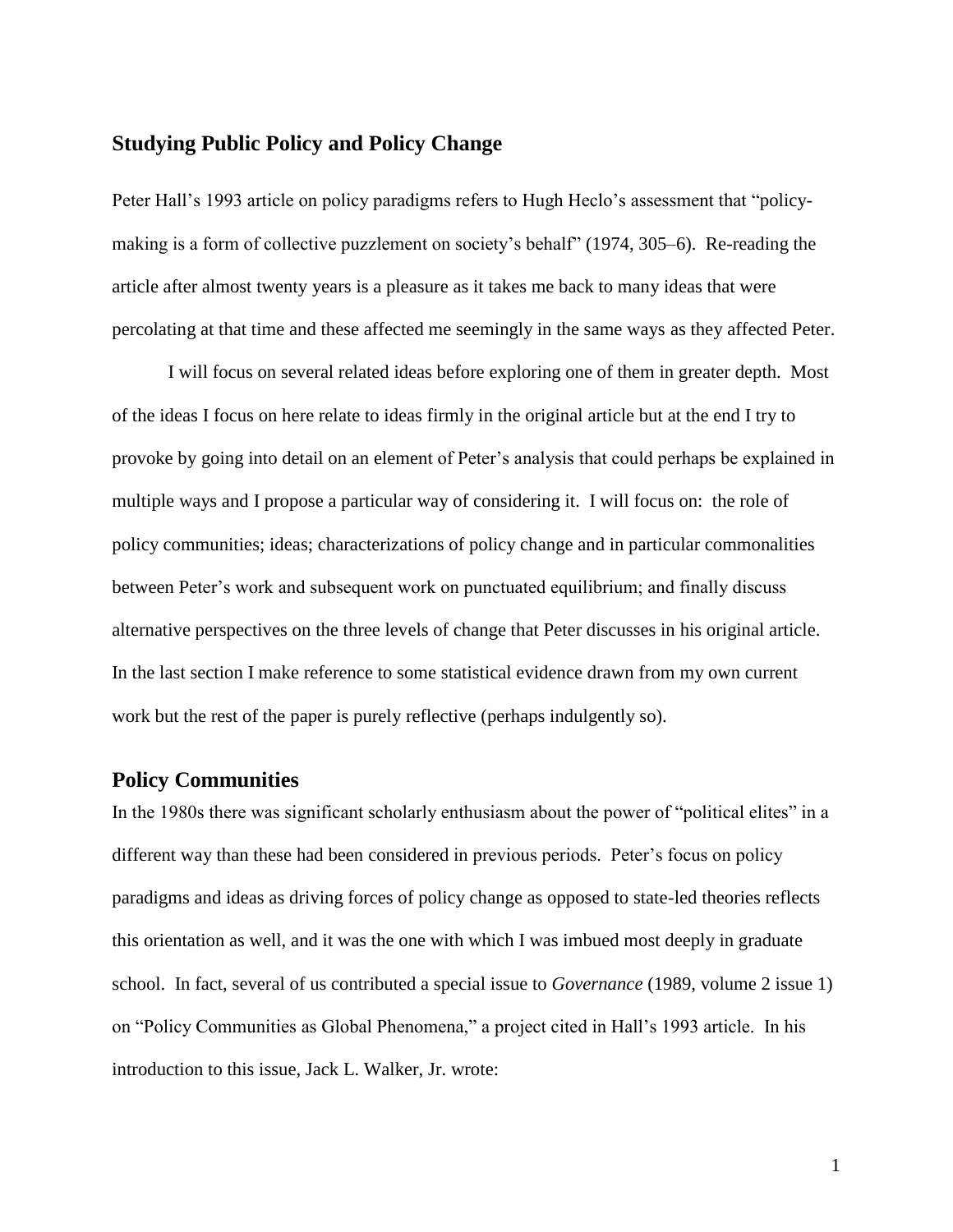## Studying Public Policy and Policy Change

Peter Hall's 1993 article on policy paradigms refers to Hugh Heclo's assessment that "policy-making is a form of collective puzzlement on society's behalf" (1974, 305–6). Re-reading the article after almost twenty years is a pleasure as it takes me back to many ideas that were percolating at that time and these affected me seemingly in the same ways as they affected Peter.

I will focus on several related ideas before exploring one of them in greater depth. Most of the ideas I focus on here relate to ideas firmly in the original article but at the end I try to provoke by going into detail on an element of Peter's analysis that could perhaps be explained in multiple ways and I propose a particular way of considering it. I will focus on: the role of policy communities; ideas; characterizations of policy change and in particular commonalities between Peter's work and subsequent work on punctuated equilibrium; and finally discuss alternative perspectives on the three levels of change that Peter discusses in his original article. In the last section I make reference to some statistical evidence drawn from my own current work but the rest of the paper is purely reflective (perhaps indulgently so).

## Policy Communities

In the 1980s there was significant scholarly enthusiasm about the power of "political elites" in a different way than these had been considered in previous periods. Peter's focus on policy paradigms and ideas as driving forces of policy change as opposed to state-led theories reflects this orientation as well, and it was the one with which I was imbued most deeply in graduate school. In fact, several of us contributed a special issue to *Governance* (1989, volume 2 issue 1) on "Policy Communities as Global Phenomena," a project cited in Hall's 1993 article. In his introduction to this issue, Jack L. Walker, Jr. wrote: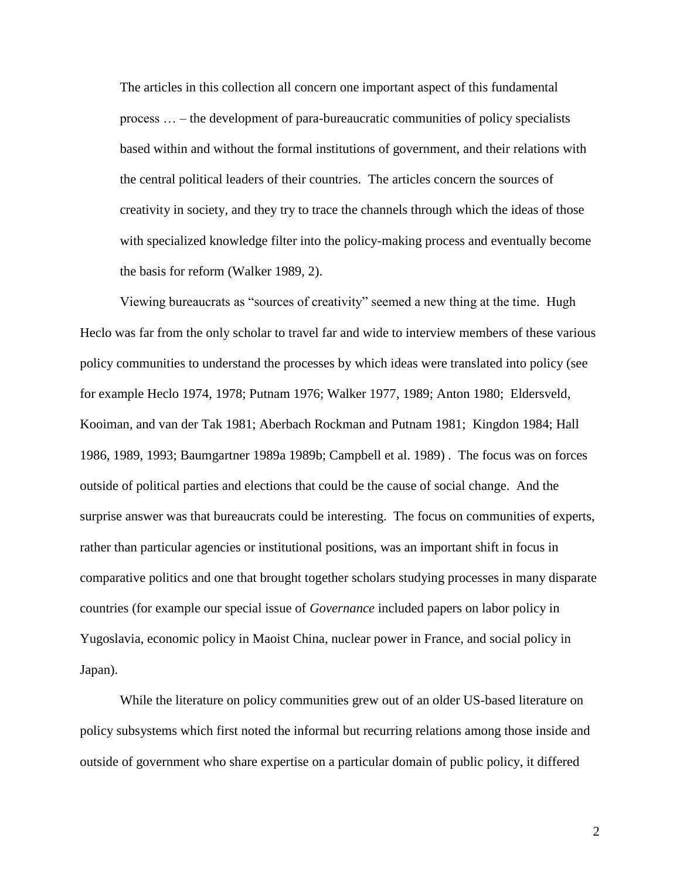> The articles in this collection all concern one important aspect of this fundamental process … – the development of para-bureaucratic communities of policy specialists based within and without the formal institutions of government, and their relations with the central political leaders of their countries. The articles concern the sources of creativity in society, and they try to trace the channels through which the ideas of those with specialized knowledge filter into the policy-making process and eventually become the basis for reform (Walker 1989, 2).

Viewing bureaucrats as "sources of creativity" seemed a new thing at the time. Hugh Heclo was far from the only scholar to travel far and wide to interview members of these various policy communities to understand the processes by which ideas were translated into policy (see for example Heclo 1974, 1978; Putnam 1976; Walker 1977, 1989; Anton 1980; Eldersveld, Kooiman, and van der Tak 1981; Aberbach Rockman and Putnam 1981; Kingdon 1984; Hall 1986, 1989, 1993; Baumgartner 1989a 1989b; Campbell et al. 1989) . The focus was on forces outside of political parties and elections that could be the cause of social change. And the surprise answer was that bureaucrats could be interesting. The focus on communities of experts, rather than particular agencies or institutional positions, was an important shift in focus in comparative politics and one that brought together scholars studying processes in many disparate countries (for example our special issue of *Governance* included papers on labor policy in Yugoslavia, economic policy in Maoist China, nuclear power in France, and social policy in Japan).

While the literature on policy communities grew out of an older US-based literature on policy subsystems which first noted the informal but recurring relations among those inside and outside of government who share expertise on a particular domain of public policy, it differed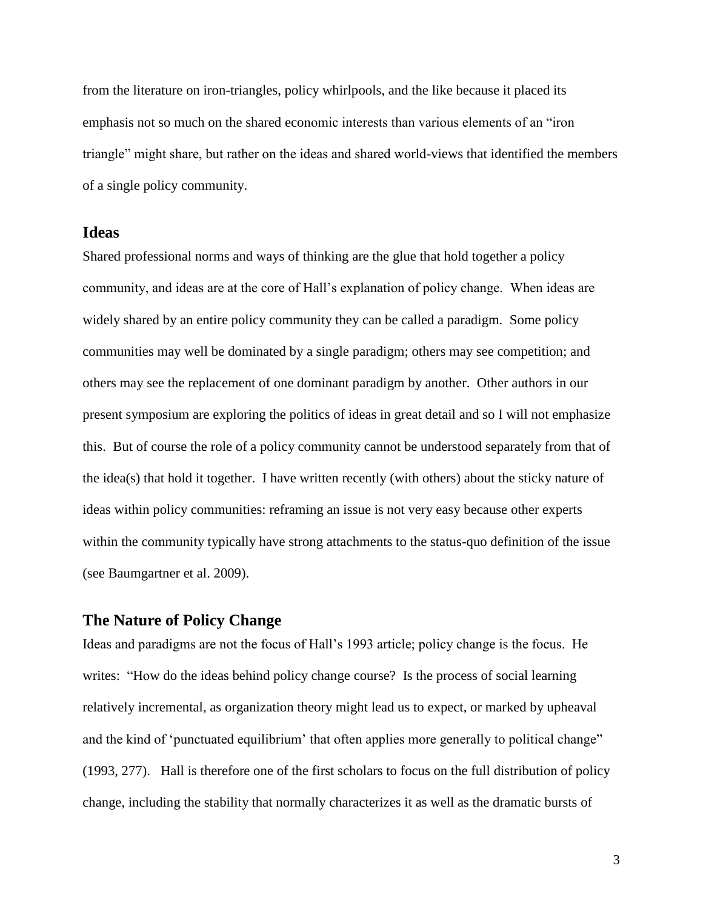from the literature on iron-triangles, policy whirlpools, and the like because it placed its emphasis not so much on the shared economic interests than various elements of an "iron triangle" might share, but rather on the ideas and shared world-views that identified the members of a single policy community.

## Ideas

Shared professional norms and ways of thinking are the glue that hold together a policy community, and ideas are at the core of Hall's explanation of policy change. When ideas are widely shared by an entire policy community they can be called a paradigm. Some policy communities may well be dominated by a single paradigm; others may see competition; and others may see the replacement of one dominant paradigm by another. Other authors in our present symposium are exploring the politics of ideas in great detail and so I will not emphasize this. But of course the role of a policy community cannot be understood separately from that of the idea(s) that hold it together. I have written recently (with others) about the sticky nature of ideas within policy communities: reframing an issue is not very easy because other experts within the community typically have strong attachments to the status-quo definition of the issue (see Baumgartner et al. 2009).

## The Nature of Policy Change

Ideas and paradigms are not the focus of Hall's 1993 article; policy change is the focus. He writes: "How do the ideas behind policy change course? Is the process of social learning relatively incremental, as organization theory might lead us to expect, or marked by upheaval and the kind of 'punctuated equilibrium' that often applies more generally to political change" (1993, 277). Hall is therefore one of the first scholars to focus on the full distribution of policy change, including the stability that normally characterizes it as well as the dramatic bursts of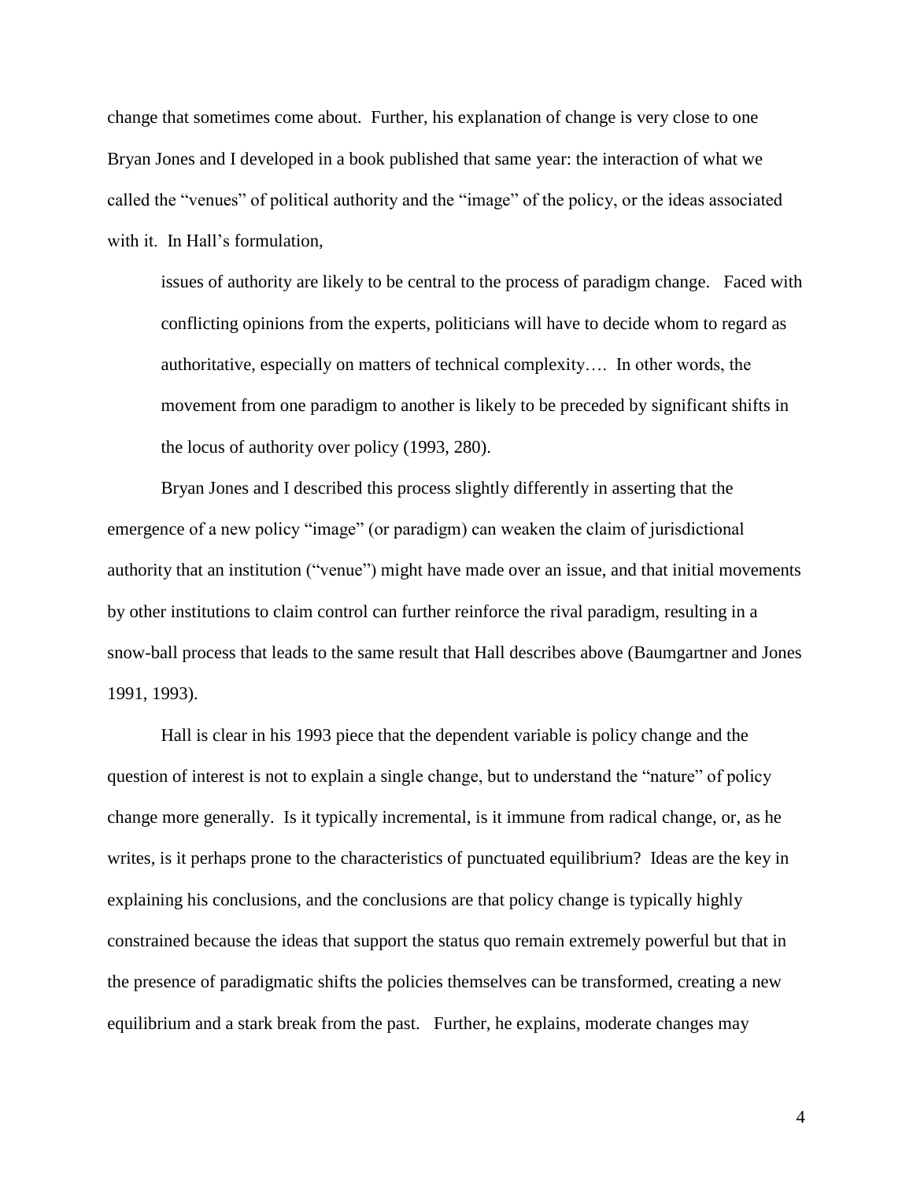change that sometimes come about. Further, his explanation of change is very close to one Bryan Jones and I developed in a book published that same year: the interaction of what we called the "venues" of political authority and the "image" of the policy, or the ideas associated with it. In Hall's formulation,

> issues of authority are likely to be central to the process of paradigm change. Faced with conflicting opinions from the experts, politicians will have to decide whom to regard as authoritative, especially on matters of technical complexity…. In other words, the movement from one paradigm to another is likely to be preceded by significant shifts in the locus of authority over policy (1993, 280).

Bryan Jones and I described this process slightly differently in asserting that the emergence of a new policy "image" (or paradigm) can weaken the claim of jurisdictional authority that an institution ("venue") might have made over an issue, and that initial movements by other institutions to claim control can further reinforce the rival paradigm, resulting in a snow-ball process that leads to the same result that Hall describes above (Baumgartner and Jones 1991, 1993).

Hall is clear in his 1993 piece that the dependent variable is policy change and the question of interest is not to explain a single change, but to understand the "nature" of policy change more generally. Is it typically incremental, is it immune from radical change, or, as he writes, is it perhaps prone to the characteristics of punctuated equilibrium? Ideas are the key in explaining his conclusions, and the conclusions are that policy change is typically highly constrained because the ideas that support the status quo remain extremely powerful but that in the presence of paradigmatic shifts the policies themselves can be transformed, creating a new equilibrium and a stark break from the past. Further, he explains, moderate changes may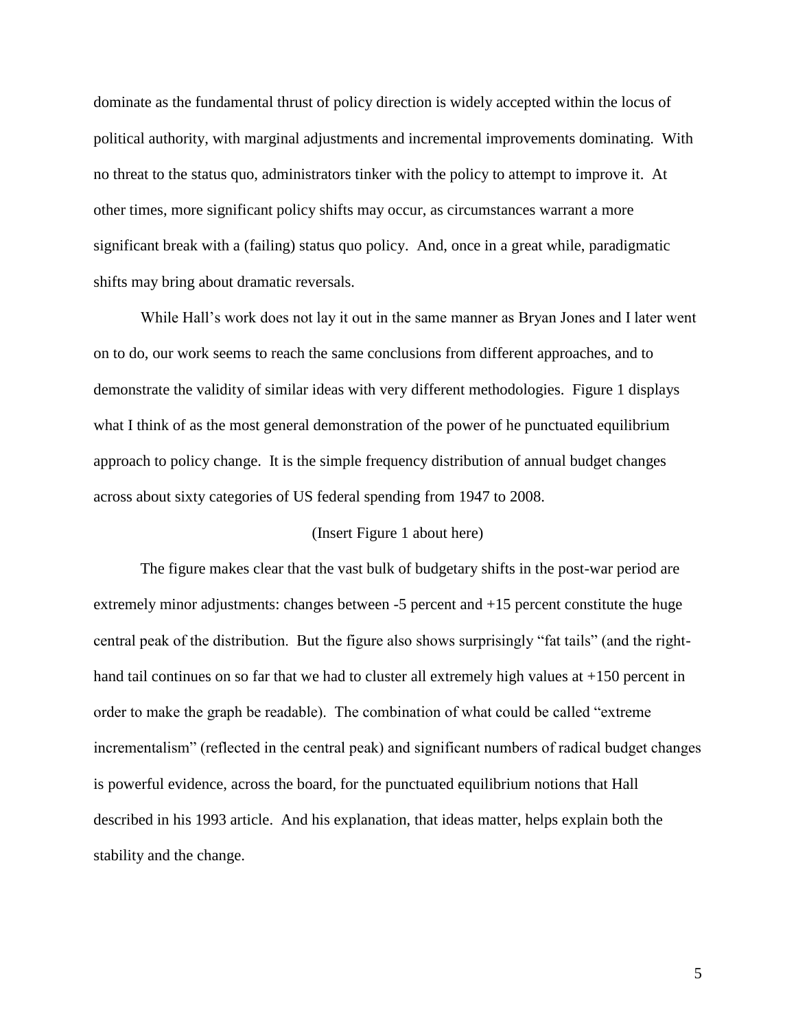dominate as the fundamental thrust of policy direction is widely accepted within the locus of political authority, with marginal adjustments and incremental improvements dominating. With no threat to the status quo, administrators tinker with the policy to attempt to improve it. At other times, more significant policy shifts may occur, as circumstances warrant a more significant break with a (failing) status quo policy. And, once in a great while, paradigmatic shifts may bring about dramatic reversals.

While Hall's work does not lay it out in the same manner as Bryan Jones and I later went on to do, our work seems to reach the same conclusions from different approaches, and to demonstrate the validity of similar ideas with very different methodologies. Figure 1 displays what I think of as the most general demonstration of the power of he punctuated equilibrium approach to policy change. It is the simple frequency distribution of annual budget changes across about sixty categories of US federal spending from 1947 to 2008.

(Insert Figure 1 about here)

The figure makes clear that the vast bulk of budgetary shifts in the post-war period are extremely minor adjustments: changes between -5 percent and +15 percent constitute the huge central peak of the distribution. But the figure also shows surprisingly "fat tails" (and the right-hand tail continues on so far that we had to cluster all extremely high values at +150 percent in order to make the graph be readable). The combination of what could be called "extreme incrementalism" (reflected in the central peak) and significant numbers of radical budget changes is powerful evidence, across the board, for the punctuated equilibrium notions that Hall described in his 1993 article. And his explanation, that ideas matter, helps explain both the stability and the change.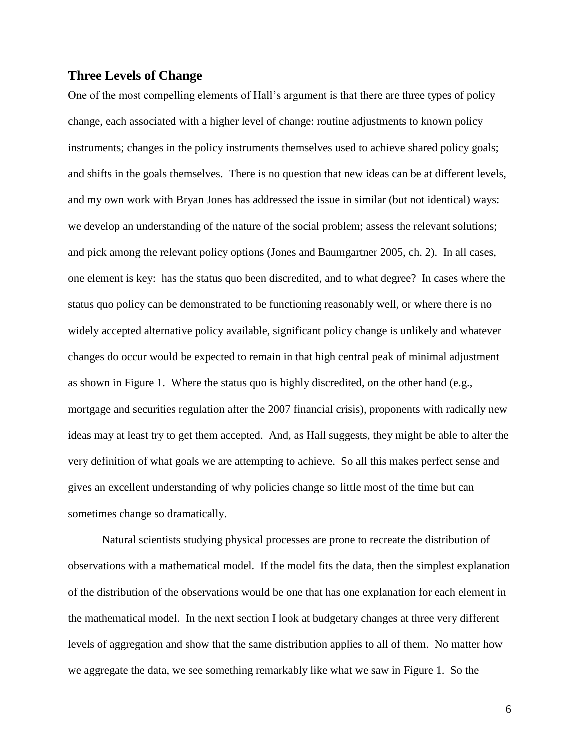## Three Levels of Change

One of the most compelling elements of Hall's argument is that there are three types of policy change, each associated with a higher level of change: routine adjustments to known policy instruments; changes in the policy instruments themselves used to achieve shared policy goals; and shifts in the goals themselves. There is no question that new ideas can be at different levels, and my own work with Bryan Jones has addressed the issue in similar (but not identical) ways: we develop an understanding of the nature of the social problem; assess the relevant solutions; and pick among the relevant policy options (Jones and Baumgartner 2005, ch. 2). In all cases, one element is key: has the status quo been discredited, and to what degree? In cases where the status quo policy can be demonstrated to be functioning reasonably well, or where there is no widely accepted alternative policy available, significant policy change is unlikely and whatever changes do occur would be expected to remain in that high central peak of minimal adjustment as shown in Figure 1. Where the status quo is highly discredited, on the other hand (e.g., mortgage and securities regulation after the 2007 financial crisis), proponents with radically new ideas may at least try to get them accepted. And, as Hall suggests, they might be able to alter the very definition of what goals we are attempting to achieve. So all this makes perfect sense and gives an excellent understanding of why policies change so little most of the time but can sometimes change so dramatically.

Natural scientists studying physical processes are prone to recreate the distribution of observations with a mathematical model. If the model fits the data, then the simplest explanation of the distribution of the observations would be one that has one explanation for each element in the mathematical model. In the next section I look at budgetary changes at three very different levels of aggregation and show that the same distribution applies to all of them. No matter how we aggregate the data, we see something remarkably like what we saw in Figure 1. So the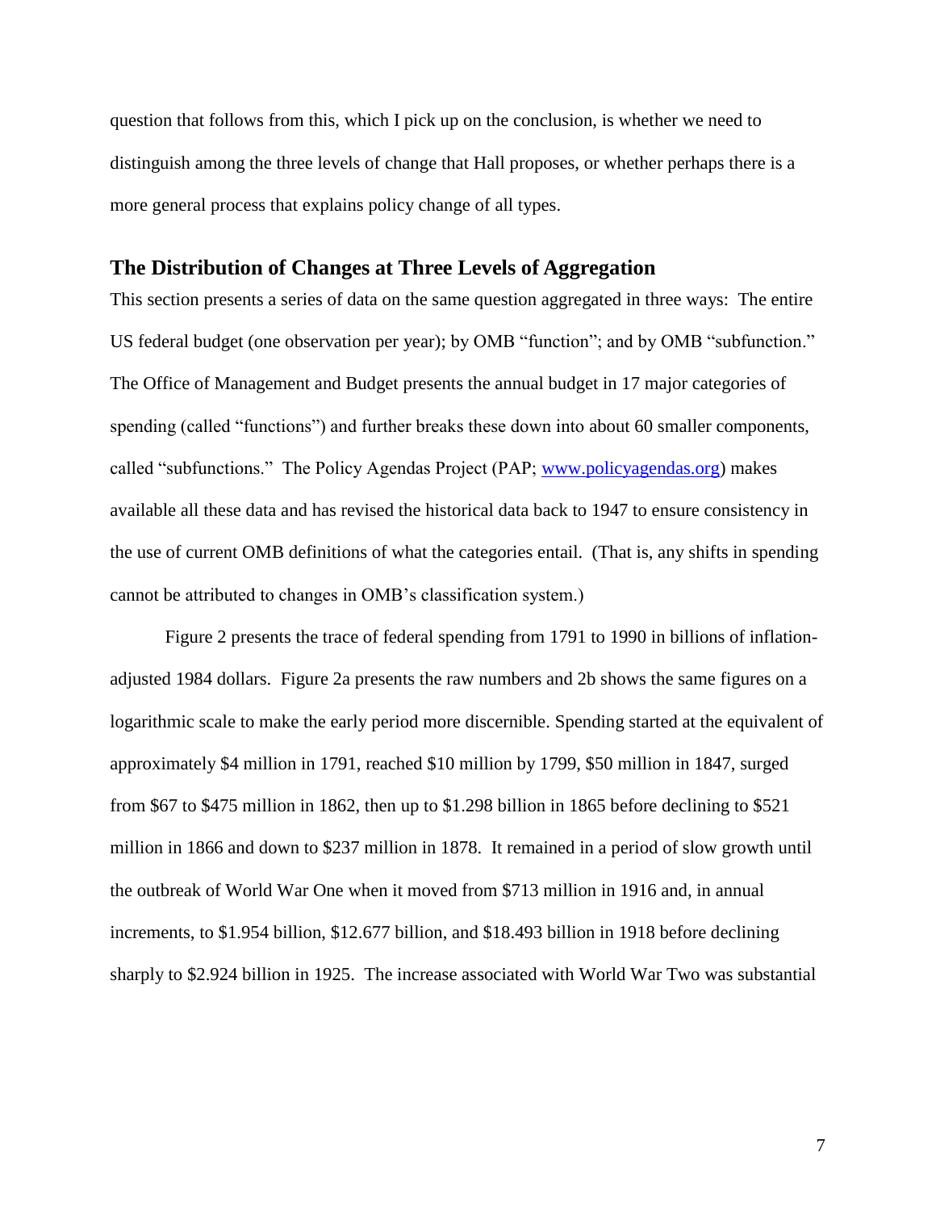question that follows from this, which I pick up on the conclusion, is whether we need to distinguish among the three levels of change that Hall proposes, or whether perhaps there is a more general process that explains policy change of all types.

## The Distribution of Changes at Three Levels of Aggregation

This section presents a series of data on the same question aggregated in three ways: The entire US federal budget (one observation per year); by OMB "function"; and by OMB "subfunction." The Office of Management and Budget presents the annual budget in 17 major categories of spending (called "functions") and further breaks these down into about 60 smaller components, called "subfunctions." The Policy Agendas Project (PAP; [www.policyagendas.org](http://www.policyagendas.org)) makes available all these data and has revised the historical data back to 1947 to ensure consistency in the use of current OMB definitions of what the categories entail. (That is, any shifts in spending cannot be attributed to changes in OMB's classification system.)

Figure 2 presents the trace of federal spending from 1791 to 1990 in billions of inflation-adjusted 1984 dollars. Figure 2a presents the raw numbers and 2b shows the same figures on a logarithmic scale to make the early period more discernible. Spending started at the equivalent of approximately $4 million in 1791, reached $10 million by 1799, $50 million in 1847, surged from $67 to $475 million in 1862, then up to $1.298 billion in 1865 before declining to $521 million in 1866 and down to $237 million in 1878. It remained in a period of slow growth until the outbreak of World War One when it moved from $713 million in 1916 and, in annual increments, to $1.954 billion, $12.677 billion, and $18.493 billion in 1918 before declining sharply to $2.924 billion in 1925. The increase associated with World War Two was substantial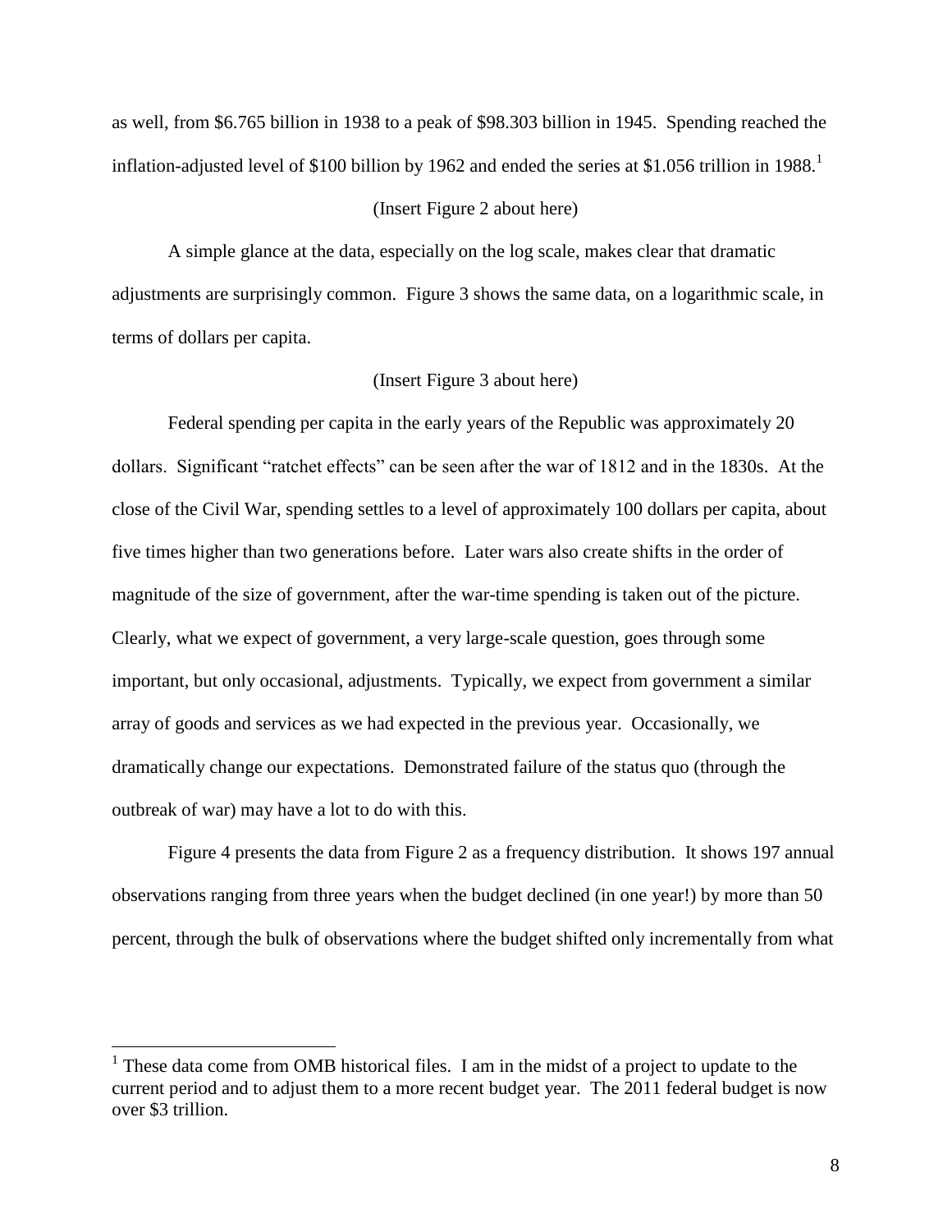as well, from \$6.765 billion in 1938 to a peak of \$98.303 billion in 1945. Spending reached the inflation-adjusted level of \$100 billion by 1962 and ended the series at \$1.056 trillion in 1988.[1]

(Insert Figure 2 about here)

A simple glance at the data, especially on the log scale, makes clear that dramatic adjustments are surprisingly common. Figure 3 shows the same data, on a logarithmic scale, in terms of dollars per capita.

(Insert Figure 3 about here)

Federal spending per capita in the early years of the Republic was approximately 20 dollars. Significant "ratchet effects" can be seen after the war of 1812 and in the 1830s. At the close of the Civil War, spending settles to a level of approximately 100 dollars per capita, about five times higher than two generations before. Later wars also create shifts in the order of magnitude of the size of government, after the war-time spending is taken out of the picture. Clearly, what we expect of government, a very large-scale question, goes through some important, but only occasional, adjustments. Typically, we expect from government a similar array of goods and services as we had expected in the previous year. Occasionally, we dramatically change our expectations. Demonstrated failure of the status quo (through the outbreak of war) may have a lot to do with this.

Figure 4 presents the data from Figure 2 as a frequency distribution. It shows 197 annual observations ranging from three years when the budget declined (in one year!) by more than 50 percent, through the bulk of observations where the budget shifted only incrementally from what

[1] These data come from OMB historical files. I am in the midst of a project to update to the current period and to adjust them to a more recent budget year. The 2011 federal budget is now over \$3 trillion.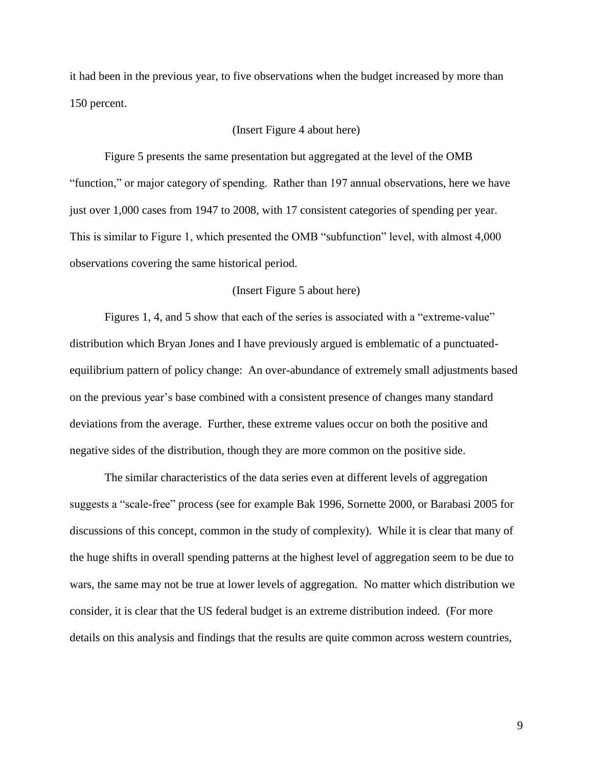it had been in the previous year, to five observations when the budget increased by more than 150 percent.

(Insert Figure 4 about here)

Figure 5 presents the same presentation but aggregated at the level of the OMB "function," or major category of spending. Rather than 197 annual observations, here we have just over 1,000 cases from 1947 to 2008, with 17 consistent categories of spending per year. This is similar to Figure 1, which presented the OMB "subfunction" level, with almost 4,000 observations covering the same historical period.

(Insert Figure 5 about here)

Figures 1, 4, and 5 show that each of the series is associated with a "extreme-value" distribution which Bryan Jones and I have previously argued is emblematic of a punctuated-equilibrium pattern of policy change: An over-abundance of extremely small adjustments based on the previous year's base combined with a consistent presence of changes many standard deviations from the average. Further, these extreme values occur on both the positive and negative sides of the distribution, though they are more common on the positive side.

The similar characteristics of the data series even at different levels of aggregation suggests a "scale-free" process (see for example Bak 1996, Sornette 2000, or Barabasi 2005 for discussions of this concept, common in the study of complexity). While it is clear that many of the huge shifts in overall spending patterns at the highest level of aggregation seem to be due to wars, the same may not be true at lower levels of aggregation. No matter which distribution we consider, it is clear that the US federal budget is an extreme distribution indeed. (For more details on this analysis and findings that the results are quite common across western countries,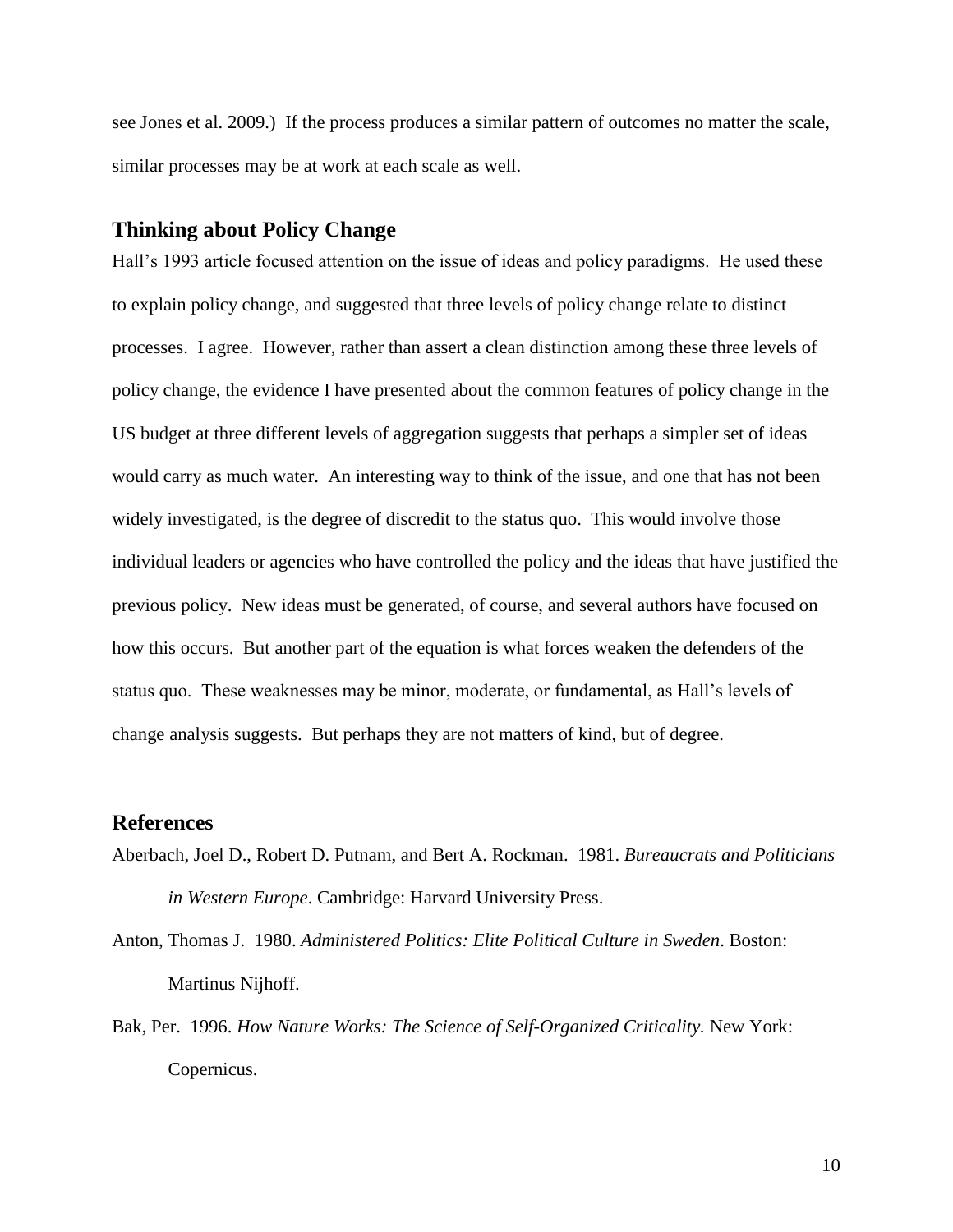see Jones et al. 2009.) If the process produces a similar pattern of outcomes no matter the scale, similar processes may be at work at each scale as well.

## Thinking about Policy Change

Hall's 1993 article focused attention on the issue of ideas and policy paradigms. He used these to explain policy change, and suggested that three levels of policy change relate to distinct processes. I agree. However, rather than assert a clean distinction among these three levels of policy change, the evidence I have presented about the common features of policy change in the US budget at three different levels of aggregation suggests that perhaps a simpler set of ideas would carry as much water. An interesting way to think of the issue, and one that has not been widely investigated, is the degree of discredit to the status quo. This would involve those individual leaders or agencies who have controlled the policy and the ideas that have justified the previous policy. New ideas must be generated, of course, and several authors have focused on how this occurs. But another part of the equation is what forces weaken the defenders of the status quo. These weaknesses may be minor, moderate, or fundamental, as Hall's levels of change analysis suggests. But perhaps they are not matters of kind, but of degree.

## References

Aberbach, Joel D., Robert D. Putnam, and Bert A. Rockman. 1981. *Bureaucrats and Politicians in Western Europe*. Cambridge: Harvard University Press.

Anton, Thomas J. 1980. *Administered Politics: Elite Political Culture in Sweden*. Boston: Martinus Nijhoff.

Bak, Per. 1996. *How Nature Works: The Science of Self-Organized Criticality.* New York: Copernicus.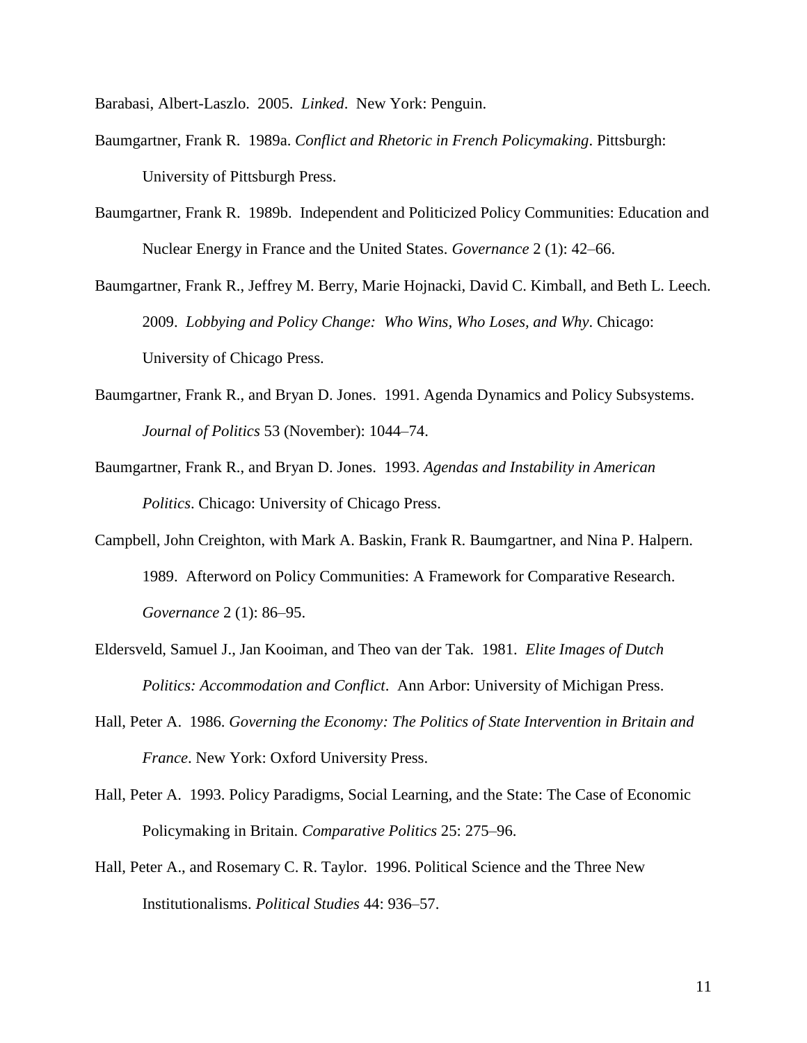Barabasi, Albert-Laszlo. 2005. *Linked*. New York: Penguin.

Baumgartner, Frank R. 1989a. *Conflict and Rhetoric in French Policymaking*. Pittsburgh: University of Pittsburgh Press.

Baumgartner, Frank R. 1989b. Independent and Politicized Policy Communities: Education and Nuclear Energy in France and the United States. *Governance* 2 (1): 42–66.

Baumgartner, Frank R., Jeffrey M. Berry, Marie Hojnacki, David C. Kimball, and Beth L. Leech. 2009. *Lobbying and Policy Change: Who Wins, Who Loses, and Why*. Chicago: University of Chicago Press.

Baumgartner, Frank R., and Bryan D. Jones. 1991. Agenda Dynamics and Policy Subsystems. *Journal of Politics* 53 (November): 1044–74.

Baumgartner, Frank R., and Bryan D. Jones. 1993. *Agendas and Instability in American Politics*. Chicago: University of Chicago Press.

Campbell, John Creighton, with Mark A. Baskin, Frank R. Baumgartner, and Nina P. Halpern. 1989. Afterword on Policy Communities: A Framework for Comparative Research. *Governance* 2 (1): 86–95.

Eldersveld, Samuel J., Jan Kooiman, and Theo van der Tak. 1981. *Elite Images of Dutch Politics: Accommodation and Conflict*. Ann Arbor: University of Michigan Press.

Hall, Peter A. 1986. *Governing the Economy: The Politics of State Intervention in Britain and France*. New York: Oxford University Press.

Hall, Peter A. 1993. Policy Paradigms, Social Learning, and the State: The Case of Economic Policymaking in Britain. *Comparative Politics* 25: 275–96.

Hall, Peter A., and Rosemary C. R. Taylor. 1996. Political Science and the Three New Institutionalisms. *Political Studies* 44: 936–57.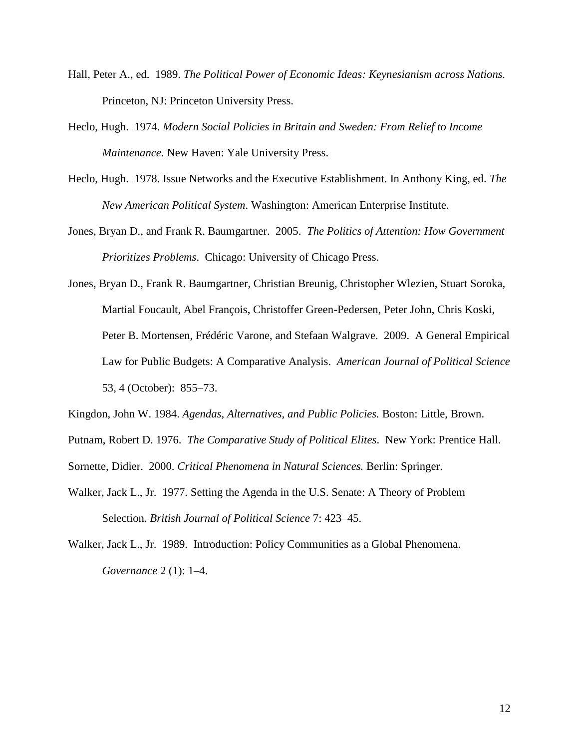Hall, Peter A., ed. 1989. *The Political Power of Economic Ideas: Keynesianism across Nations.* Princeton, NJ: Princeton University Press.

Heclo, Hugh. 1974. *Modern Social Policies in Britain and Sweden: From Relief to Income Maintenance*. New Haven: Yale University Press.

Heclo, Hugh. 1978. Issue Networks and the Executive Establishment. In Anthony King, ed. *The New American Political System*. Washington: American Enterprise Institute.

Jones, Bryan D., and Frank R. Baumgartner. 2005. *The Politics of Attention: How Government Prioritizes Problems*. Chicago: University of Chicago Press.

Jones, Bryan D., Frank R. Baumgartner, Christian Breunig, Christopher Wlezien, Stuart Soroka, Martial Foucault, Abel François, Christoffer Green-Pedersen, Peter John, Chris Koski, Peter B. Mortensen, Frédéric Varone, and Stefaan Walgrave. 2009. A General Empirical Law for Public Budgets: A Comparative Analysis. *American Journal of Political Science* 53, 4 (October): 855–73.

Kingdon, John W. 1984. *Agendas, Alternatives, and Public Policies.* Boston: Little, Brown.

Putnam, Robert D. 1976. *The Comparative Study of Political Elites*. New York: Prentice Hall.

Sornette, Didier. 2000. *Critical Phenomena in Natural Sciences.* Berlin: Springer.

Walker, Jack L., Jr. 1977. Setting the Agenda in the U.S. Senate: A Theory of Problem Selection. *British Journal of Political Science* 7: 423–45.

Walker, Jack L., Jr. 1989. Introduction: Policy Communities as a Global Phenomena. *Governance* 2 (1): 1–4.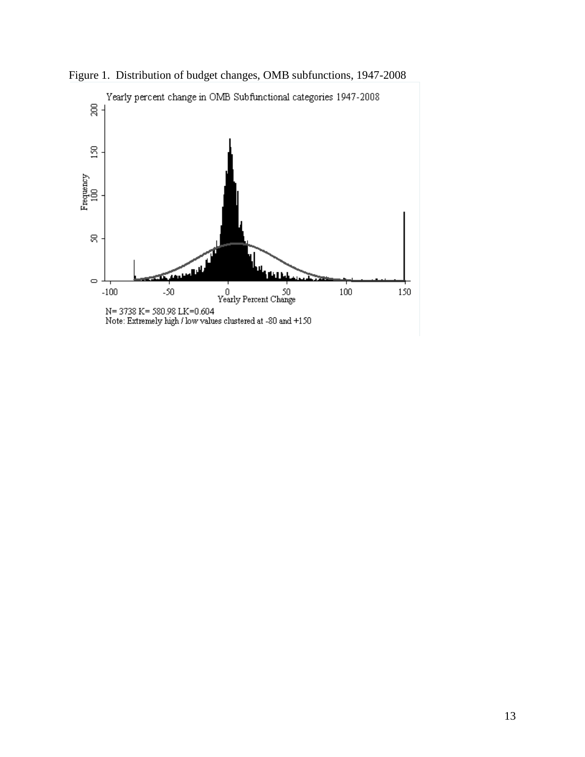Figure 1. Distribution of budget changes, OMB subfunctions, 1947-2008

Yearly percent change in OMB Subfunctional categories 1947-2008

N= 3738 K= 580.98 LK=0.604

Note: Extremely high / low values clustered at -80 and +150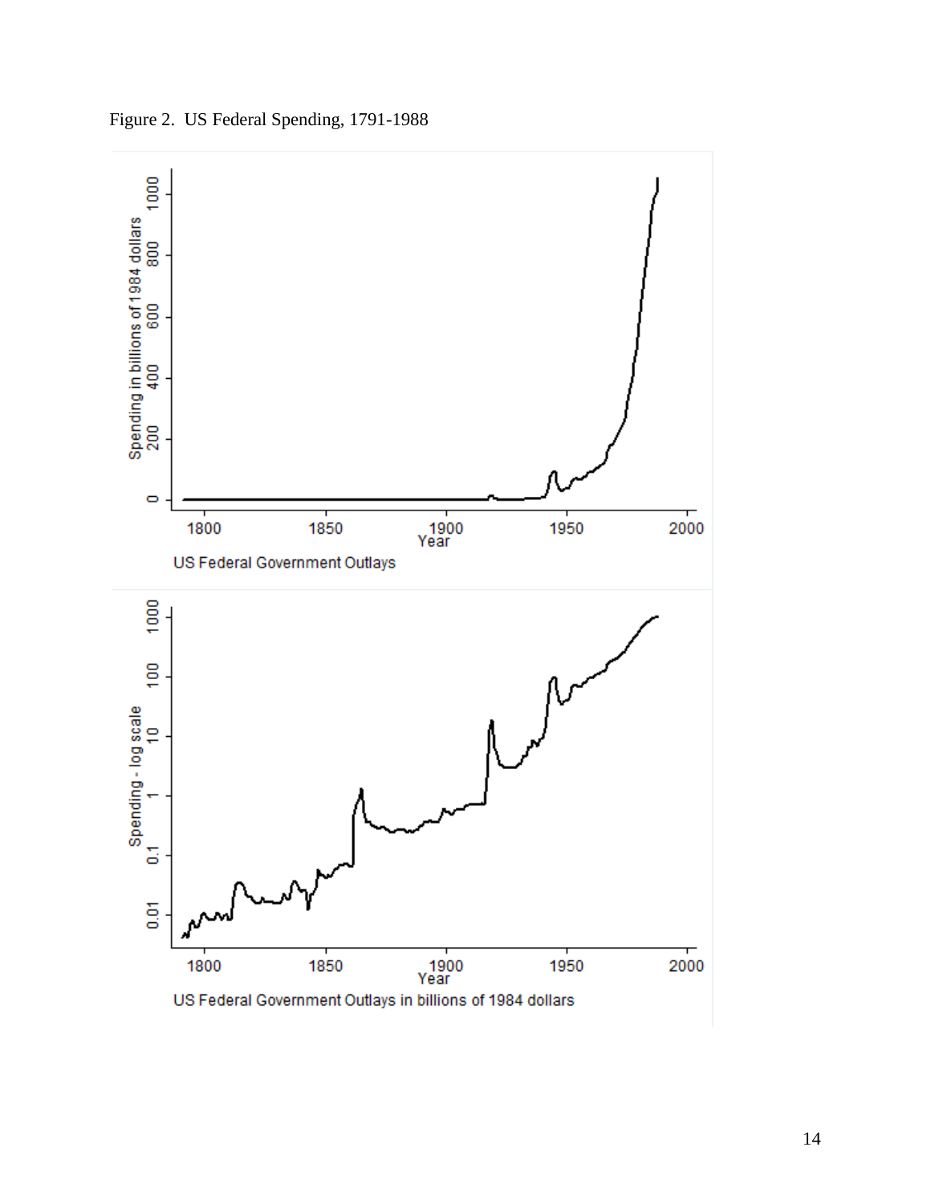Figure 2. US Federal Spending, 1791-1988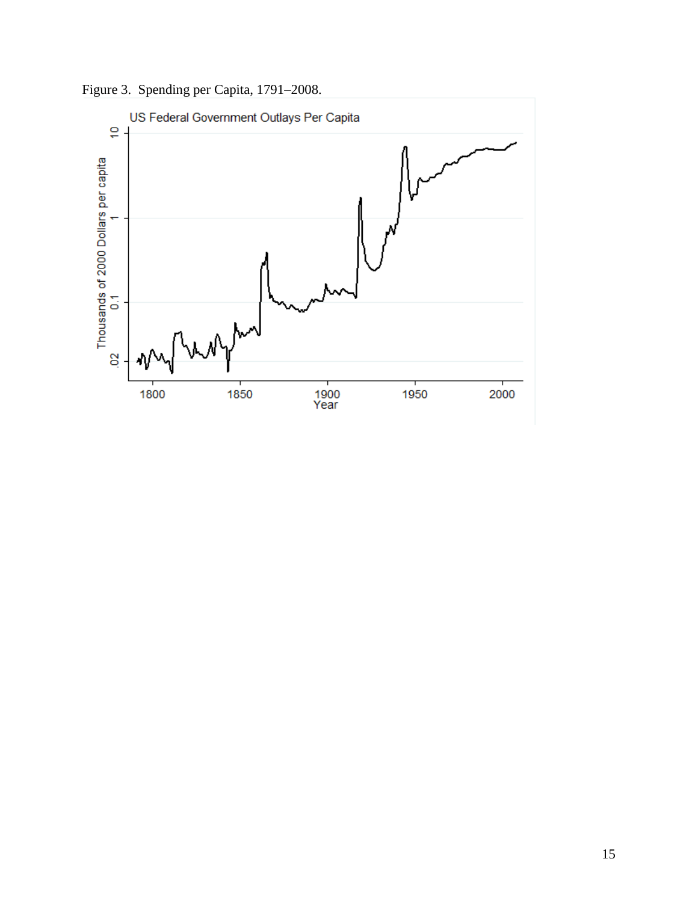Figure 3. Spending per Capita, 1791–2008.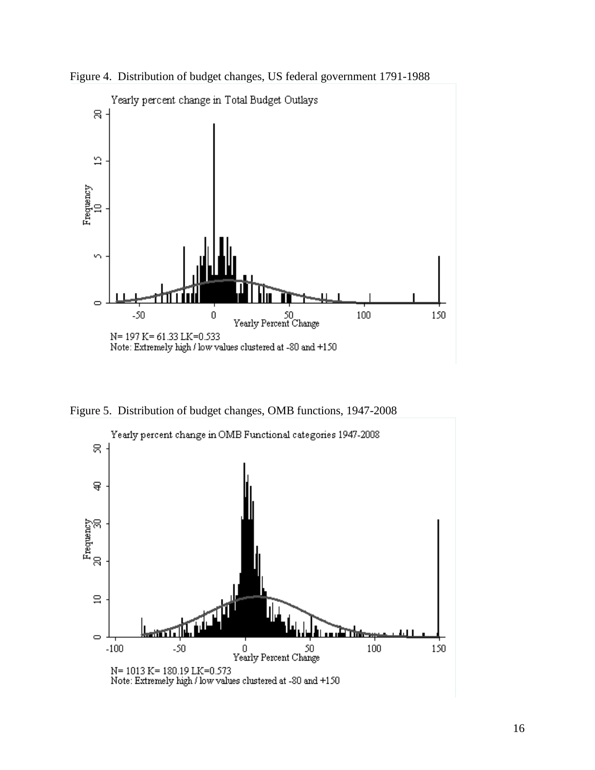Figure 4. Distribution of budget changes, US federal government 1791-1988

Yearly percent change in Total Budget Outlays

Frequency

0
5
10
15
20

-50
0
50
100
150

Yearly Percent Change

N= 197 K= 61.33 LK=0.533

Note: Extremely high / low values clustered at -80 and +150

Figure 5. Distribution of budget changes, OMB functions, 1947-2008

Yearly percent change in OMB Functional categories 1947-2008

Frequency

0
10
20
30
40
50

-100
-50
0
50
100
150

Yearly Percent Change

N= 1013 K= 180.19 LK=0.573

Note: Extremely high / low values clustered at -80 and +150